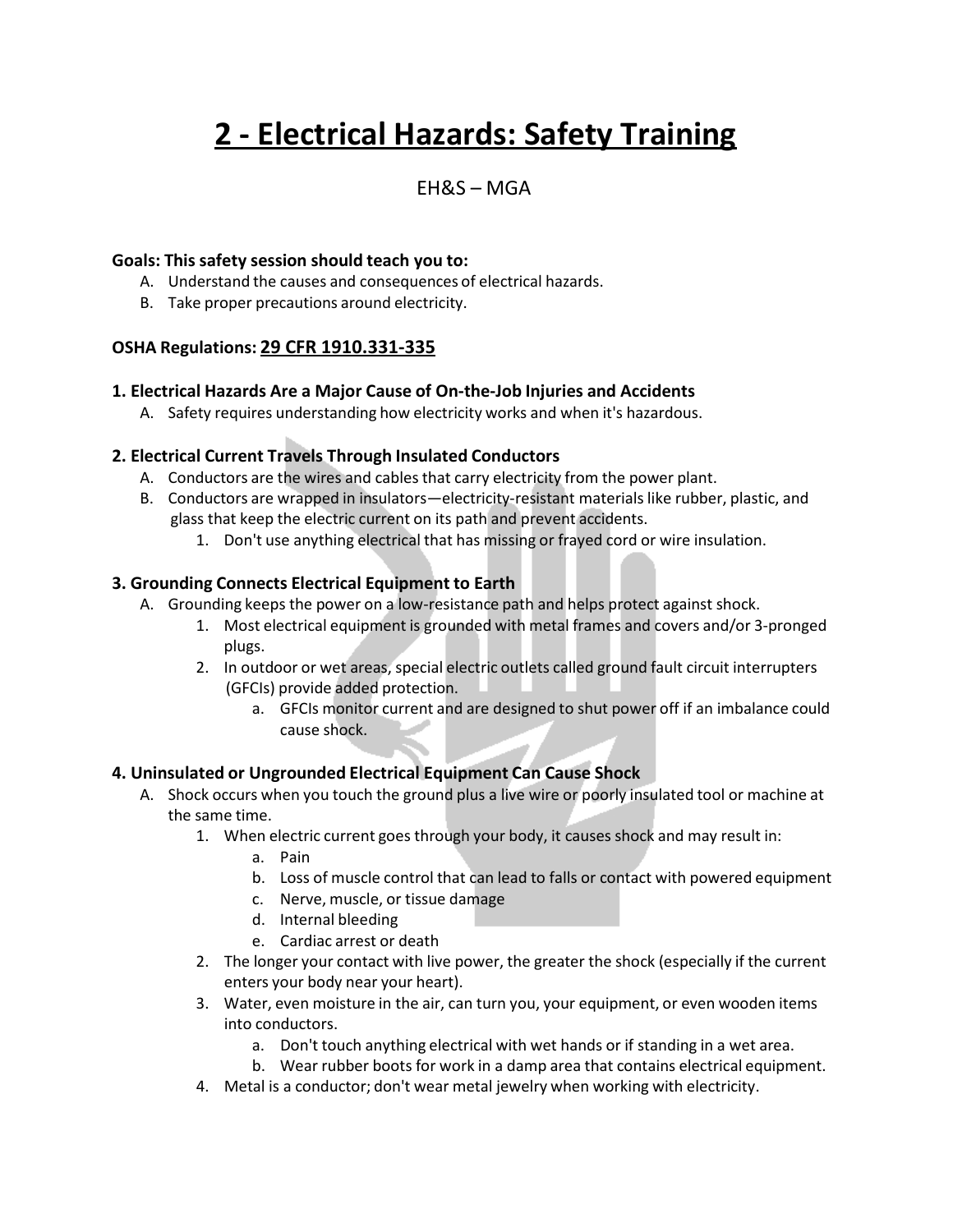# 2 - Electrical Hazards: Safety Training

EH&S – MGA

**Goals: This safety session should teach you to:**

A. Understand the causes and consequences of electrical hazards.
B. Take proper precautions around electricity.

**OSHA Regulations: 29 CFR 1910.331-335**

### 1. Electrical Hazards Are a Major Cause of On-the-Job Injuries and Accidents

A. Safety requires understanding how electricity works and when it's hazardous.

### 2. Electrical Current Travels Through Insulated Conductors

A. Conductors are the wires and cables that carry electricity from the power plant.
B. Conductors are wrapped in insulators—electricity-resistant materials like rubber, plastic, and glass that keep the electric current on its path and prevent accidents.
   1. Don't use anything electrical that has missing or frayed cord or wire insulation.

### 3. Grounding Connects Electrical Equipment to Earth

A. Grounding keeps the power on a low-resistance path and helps protect against shock.
   1. Most electrical equipment is grounded with metal frames and covers and/or 3-pronged plugs.
   2. In outdoor or wet areas, special electric outlets called ground fault circuit interrupters (GFCIs) provide added protection.
      a. GFCIs monitor current and are designed to shut power off if an imbalance could cause shock.

### 4. Uninsulated or Ungrounded Electrical Equipment Can Cause Shock

A. Shock occurs when you touch the ground plus a live wire or poorly insulated tool or machine at the same time.
   1. When electric current goes through your body, it causes shock and may result in:
      a. Pain
      b. Loss of muscle control that can lead to falls or contact with powered equipment
      c. Nerve, muscle, or tissue damage
      d. Internal bleeding
      e. Cardiac arrest or death
   2. The longer your contact with live power, the greater the shock (especially if the current enters your body near your heart).
   3. Water, even moisture in the air, can turn you, your equipment, or even wooden items into conductors.
      a. Don't touch anything electrical with wet hands or if standing in a wet area.
      b. Wear rubber boots for work in a damp area that contains electrical equipment.
   4. Metal is a conductor; don't wear metal jewelry when working with electricity.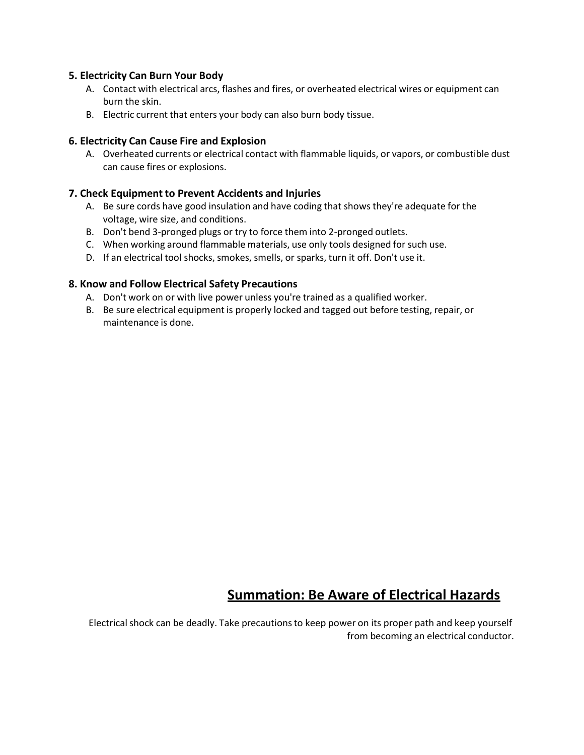### 5. Electricity Can Burn Your Body

A. Contact with electrical arcs, flashes and fires, or overheated electrical wires or equipment can burn the skin.
B. Electric current that enters your body can also burn body tissue.

### 6. Electricity Can Cause Fire and Explosion

A. Overheated currents or electrical contact with flammable liquids, or vapors, or combustible dust can cause fires or explosions.

### 7. Check Equipment to Prevent Accidents and Injuries

A. Be sure cords have good insulation and have coding that shows they're adequate for the voltage, wire size, and conditions.
B. Don't bend 3-pronged plugs or try to force them into 2-pronged outlets.
C. When working around flammable materials, use only tools designed for such use.
D. If an electrical tool shocks, smokes, smells, or sparks, turn it off. Don't use it.

### 8. Know and Follow Electrical Safety Precautions

A. Don't work on or with live power unless you're trained as a qualified worker.
B. Be sure electrical equipment is properly locked and tagged out before testing, repair, or maintenance is done.

## Summation: Be Aware of Electrical Hazards

Electrical shock can be deadly. Take precautions to keep power on its proper path and keep yourself from becoming an electrical conductor.